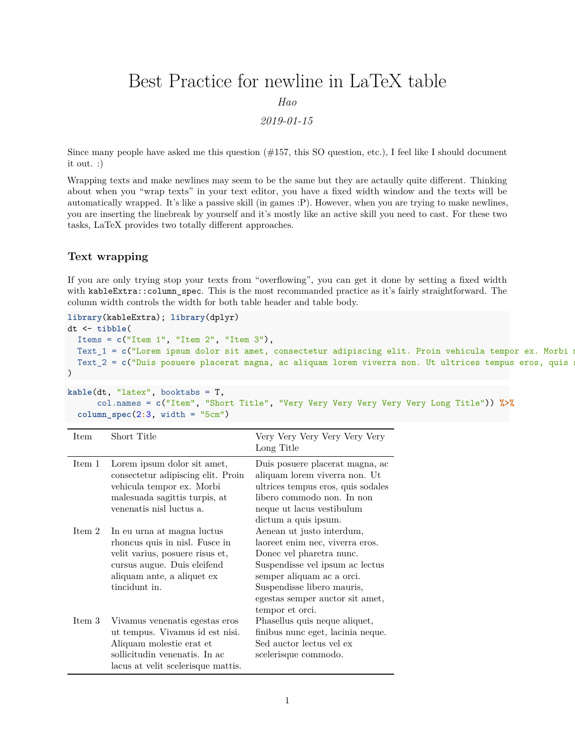# Best Practice for newline in LaTeX table

*Hao*

*2019-01-15*

Since many people have asked me this question (#157, this SO question, etc.), I feel like I should document it out. :)

Wrapping texts and make newlines may seem to be the same but they are actaully quite different. Thinking about when you "wrap texts" in your text editor, you have a fixed width window and the texts will be automatically wrapped. It's like a passive skill (in games :P). However, when you are trying to make newlines, you are inserting the linebreak by yourself and it's mostly like an active skill you need to cast. For these two tasks, LaTeX provides two totally different approaches.

### Text wrapping

If you are only trying stop your texts from "overflowing", you can get it done by setting a fixed width with `kableExtra::column_spec`. This is the most recommanded practice as it's fairly straightforward. The column width controls the width for both table header and table body.

```
library(kableExtra); library(dplyr)
dt <- tibble(
  Items = c("Item 1", "Item 2", "Item 3"),
  Text_1 = c("Lorem ipsum dolor sit amet, consectetur adipiscing elit. Proin vehicula tempor ex. Morbi m
  Text_2 = c("Duis posuere placerat magna, ac aliquam lorem viverra non. Ut ultrices tempus eros, quis s
)
```

```
kable(dt, "latex", booktabs = T,
      col.names = c("Item", "Short Title", "Very Very Very Very Very Very Long Title")) %>%
  column_spec(2:3, width = "5cm")
```

| Item | Short Title | Very Very Very Very Very Very Long Title |
|---|---|---|
| Item 1 | Lorem ipsum dolor sit amet, consectetur adipiscing elit. Proin vehicula tempor ex. Morbi malesuada sagittis turpis, at venenatis nisl luctus a. | Duis posuere placerat magna, ac aliquam lorem viverra non. Ut ultrices tempus eros, quis sodales libero commodo non. In non neque ut lacus vestibulum dictum a quis ipsum. |
| Item 2 | In eu urna at magna luctus rhoncus quis in nisl. Fusce in velit varius, posuere risus et, cursus augue. Duis eleifend aliquam ante, a aliquet ex tincidunt in. | Aenean ut justo interdum, laoreet enim nec, viverra eros. Donec vel pharetra nunc. Suspendisse vel ipsum ac lectus semper aliquam ac a orci. Suspendisse libero mauris, egestas semper auctor sit amet, tempor et orci. |
| Item 3 | Vivamus venenatis egestas eros ut tempus. Vivamus id est nisi. Aliquam molestie erat et sollicitudin venenatis. In ac lacus at velit scelerisque mattis. | Phasellus quis neque aliquet, finibus nunc eget, lacinia neque. Sed auctor lectus vel ex scelerisque commodo. |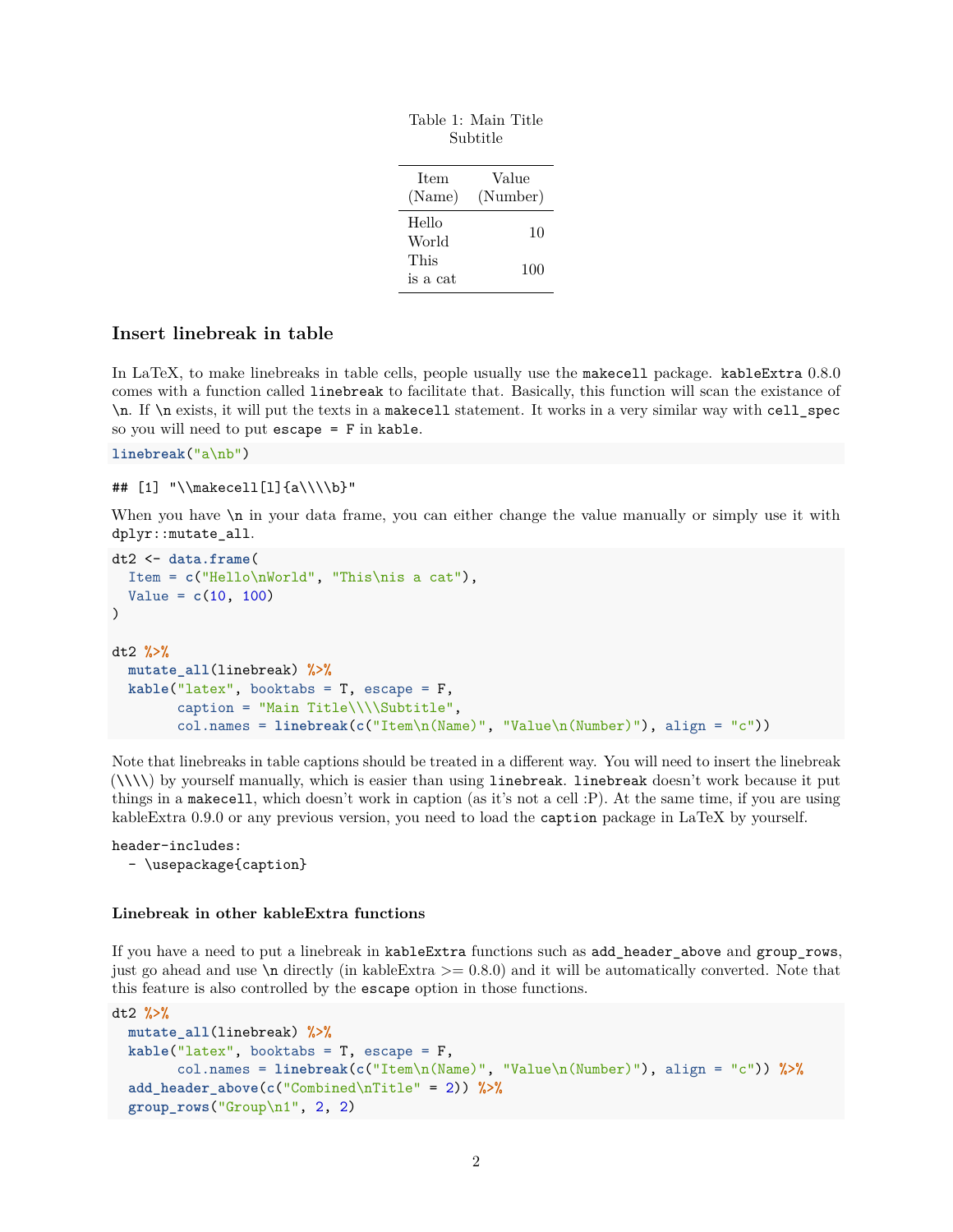Table 1: Main Title
Subtitle

| Item (Name) | Value (Number) |
|---|---|
| Hello World | 10 |
| This is a cat | 100 |

## Insert linebreak in table

In LaTeX, to make linebreaks in table cells, people usually use the `makecell` package. `kableExtra` 0.8.0 comes with a function called `linebreak` to facilitate that. Basically, this function will scan the existance of `\n`. If `\n` exists, it will put the texts in a `makecell` statement. It works in a very similar way with `cell_spec` so you will need to put `escape = F` in `kable`.

```
linebreak("a\nb")
```

```
## [1] "\\makecell[l]{a\\\\b}"
```

When you have `\n` in your data frame, you can either change the value manually or simply use it with `dplyr::mutate_all`.

```
dt2 <- data.frame(
  Item = c("Hello\nWorld", "This\nis a cat"),
  Value = c(10, 100)
)

dt2 %>%
  mutate_all(linebreak) %>%
  kable("latex", booktabs = T, escape = F,
        caption = "Main Title\\\\Subtitle",
        col.names = linebreak(c("Item\n(Name)", "Value\n(Number)"), align = "c"))
```

Note that linebreaks in table captions should be treated in a different way. You will need to insert the linebreak (\\\\) by yourself manually, which is easier than using `linebreak`. `linebreak` doesn't work because it put things in a `makecell`, which doesn't work in caption (as it's not a cell :P). At the same time, if you are using kableExtra 0.9.0 or any previous version, you need to load the `caption` package in LaTeX by yourself.

```
header-includes:
  - \usepackage{caption}
```

### Linebreak in other kableExtra functions

If you have a need to put a linebreak in `kableExtra` functions such as `add_header_above` and `group_rows`, just go ahead and use `\n` directly (in kableExtra >= 0.8.0) and it will be automatically converted. Note that this feature is also controlled by the `escape` option in those functions.

```
dt2 %>%
  mutate_all(linebreak) %>%
  kable("latex", booktabs = T, escape = F,
        col.names = linebreak(c("Item\n(Name)", "Value\n(Number)"), align = "c")) %>%
  add_header_above(c("Combined\nTitle" = 2)) %>%
  group_rows("Group\n1", 2, 2)
```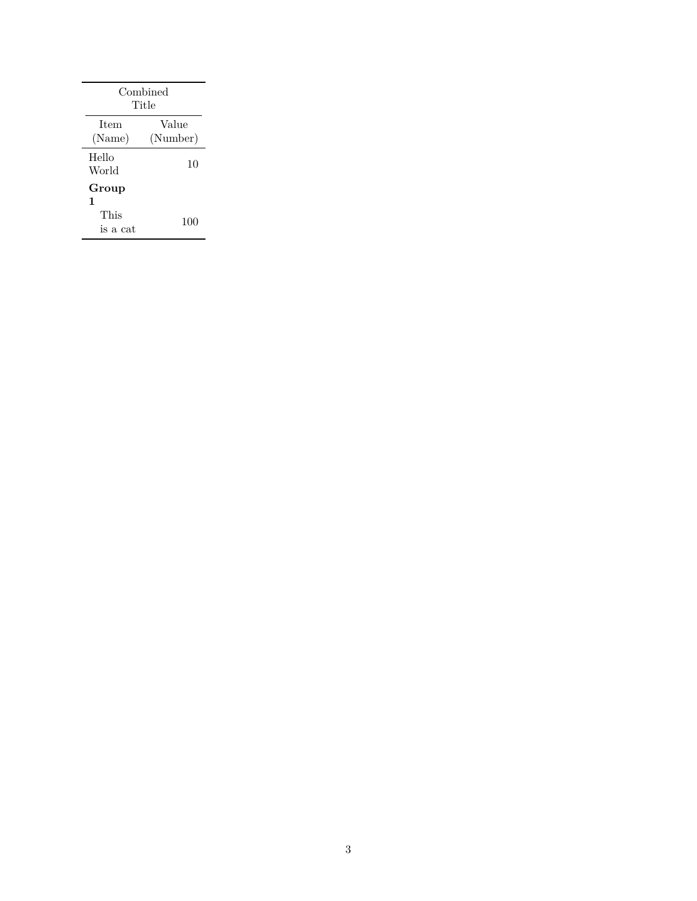| Combined Title | |
|---|---|
| Item (Name) | Value (Number) |
| Hello World | 10 |
| **Group 1** | |
| This is a cat | 100 |